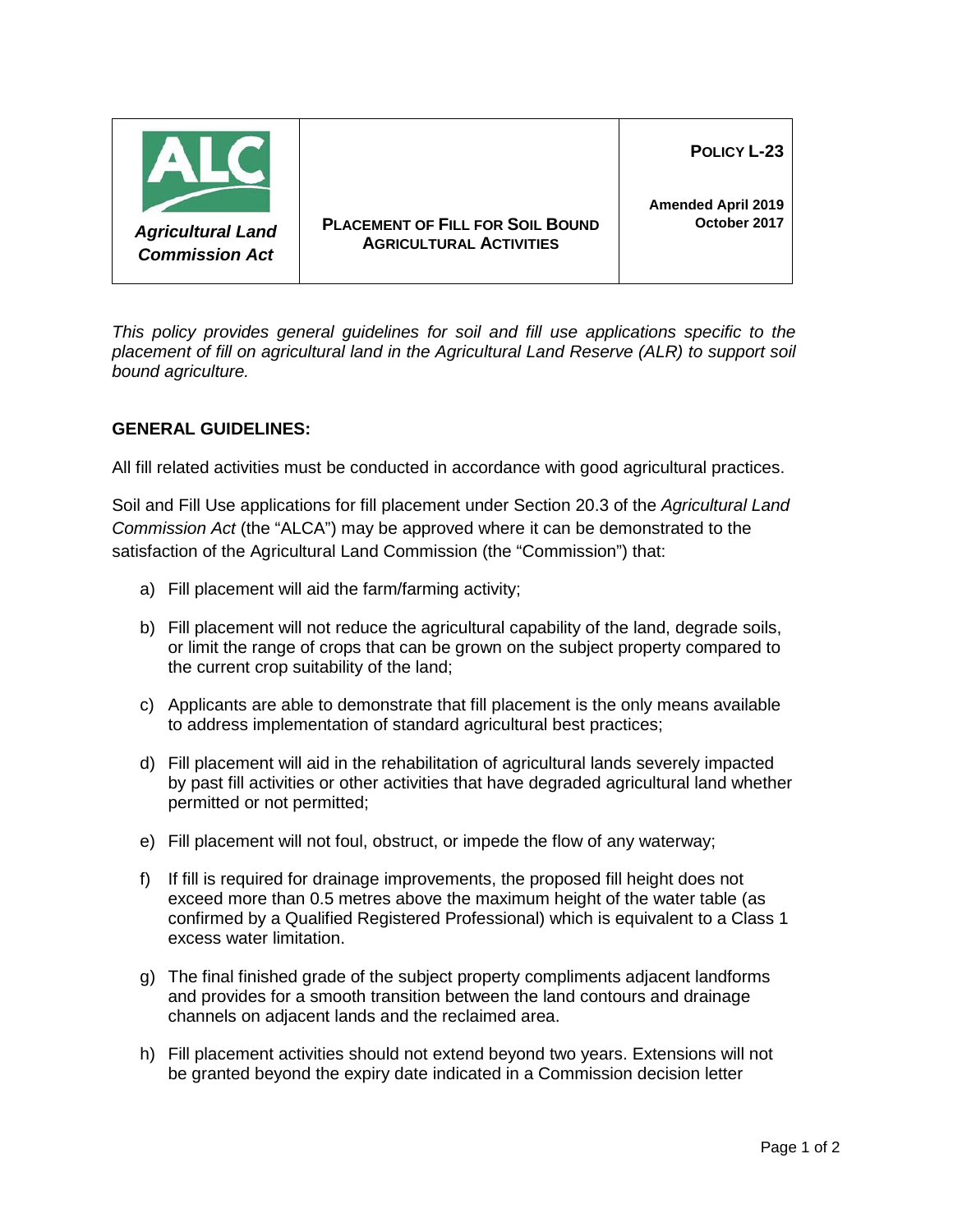| *Agricultural Land Commission Act* | **PLACEMENT OF FILL FOR SOIL BOUND AGRICULTURAL ACTIVITIES** | **POLICY L-23**<br><br>**Amended April 2019**<br>**October 2017** |
|---|---|---|

*This policy provides general guidelines for soil and fill use applications specific to the placement of fill on agricultural land in the Agricultural Land Reserve (ALR) to support soil bound agriculture.*

## GENERAL GUIDELINES:

All fill related activities must be conducted in accordance with good agricultural practices.

Soil and Fill Use applications for fill placement under Section 20.3 of the *Agricultural Land Commission Act* (the "ALCA") may be approved where it can be demonstrated to the satisfaction of the Agricultural Land Commission (the "Commission") that:

a) Fill placement will aid the farm/farming activity;

b) Fill placement will not reduce the agricultural capability of the land, degrade soils, or limit the range of crops that can be grown on the subject property compared to the current crop suitability of the land;

c) Applicants are able to demonstrate that fill placement is the only means available to address implementation of standard agricultural best practices;

d) Fill placement will aid in the rehabilitation of agricultural lands severely impacted by past fill activities or other activities that have degraded agricultural land whether permitted or not permitted;

e) Fill placement will not foul, obstruct, or impede the flow of any waterway;

f) If fill is required for drainage improvements, the proposed fill height does not exceed more than 0.5 metres above the maximum height of the water table (as confirmed by a Qualified Registered Professional) which is equivalent to a Class 1 excess water limitation.

g) The final finished grade of the subject property compliments adjacent landforms and provides for a smooth transition between the land contours and drainage channels on adjacent lands and the reclaimed area.

h) Fill placement activities should not extend beyond two years. Extensions will not be granted beyond the expiry date indicated in a Commission decision letter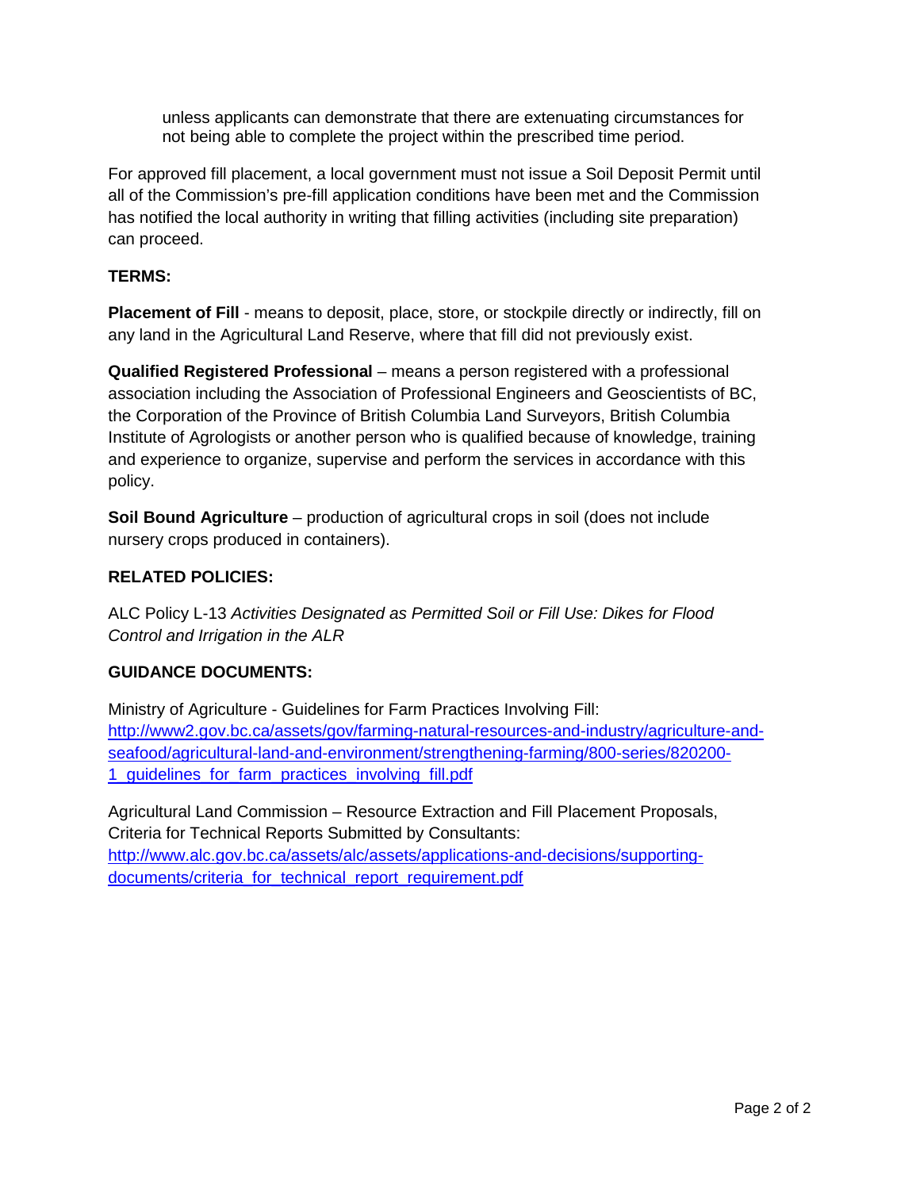unless applicants can demonstrate that there are extenuating circumstances for not being able to complete the project within the prescribed time period.

For approved fill placement, a local government must not issue a Soil Deposit Permit until all of the Commission's pre-fill application conditions have been met and the Commission has notified the local authority in writing that filling activities (including site preparation) can proceed.

**TERMS:**

**Placement of Fill** - means to deposit, place, store, or stockpile directly or indirectly, fill on any land in the Agricultural Land Reserve, where that fill did not previously exist.

**Qualified Registered Professional** – means a person registered with a professional association including the Association of Professional Engineers and Geoscientists of BC, the Corporation of the Province of British Columbia Land Surveyors, British Columbia Institute of Agrologists or another person who is qualified because of knowledge, training and experience to organize, supervise and perform the services in accordance with this policy.

**Soil Bound Agriculture** – production of agricultural crops in soil (does not include nursery crops produced in containers).

**RELATED POLICIES:**

ALC Policy L-13 *Activities Designated as Permitted Soil or Fill Use: Dikes for Flood Control and Irrigation in the ALR*

**GUIDANCE DOCUMENTS:**

Ministry of Agriculture - Guidelines for Farm Practices Involving Fill:
[http://www2.gov.bc.ca/assets/gov/farming-natural-resources-and-industry/agriculture-and-seafood/agricultural-land-and-environment/strengthening-farming/800-series/820200-1_guidelines_for_farm_practices_involving_fill.pdf](http://www2.gov.bc.ca/assets/gov/farming-natural-resources-and-industry/agriculture-and-seafood/agricultural-land-and-environment/strengthening-farming/800-series/820200-1_guidelines_for_farm_practices_involving_fill.pdf)

Agricultural Land Commission – Resource Extraction and Fill Placement Proposals, Criteria for Technical Reports Submitted by Consultants:
[http://www.alc.gov.bc.ca/assets/alc/assets/applications-and-decisions/supporting-documents/criteria_for_technical_report_requirement.pdf](http://www.alc.gov.bc.ca/assets/alc/assets/applications-and-decisions/supporting-documents/criteria_for_technical_report_requirement.pdf)